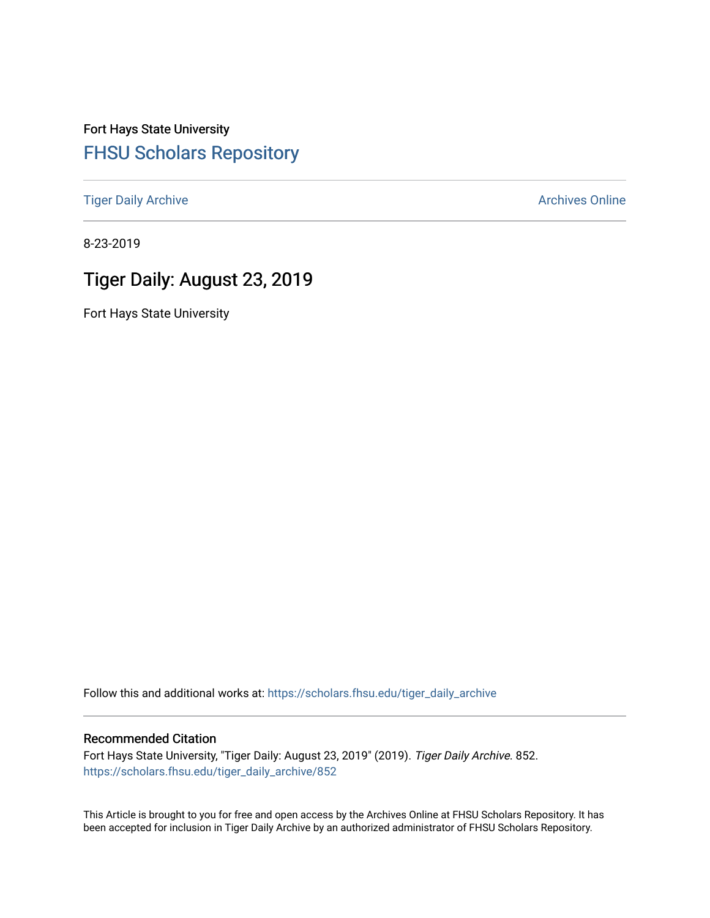Fort Hays State University

## FHSU Scholars Repository

Tiger Daily Archive | Archives Online

8-23-2019

# Tiger Daily: August 23, 2019

Fort Hays State University

Follow this and additional works at: https://scholars.fhsu.edu/tiger_daily_archive

### Recommended Citation

Fort Hays State University, "Tiger Daily: August 23, 2019" (2019). *Tiger Daily Archive*. 852.
https://scholars.fhsu.edu/tiger_daily_archive/852

This Article is brought to you for free and open access by the Archives Online at FHSU Scholars Repository. It has been accepted for inclusion in Tiger Daily Archive by an authorized administrator of FHSU Scholars Repository.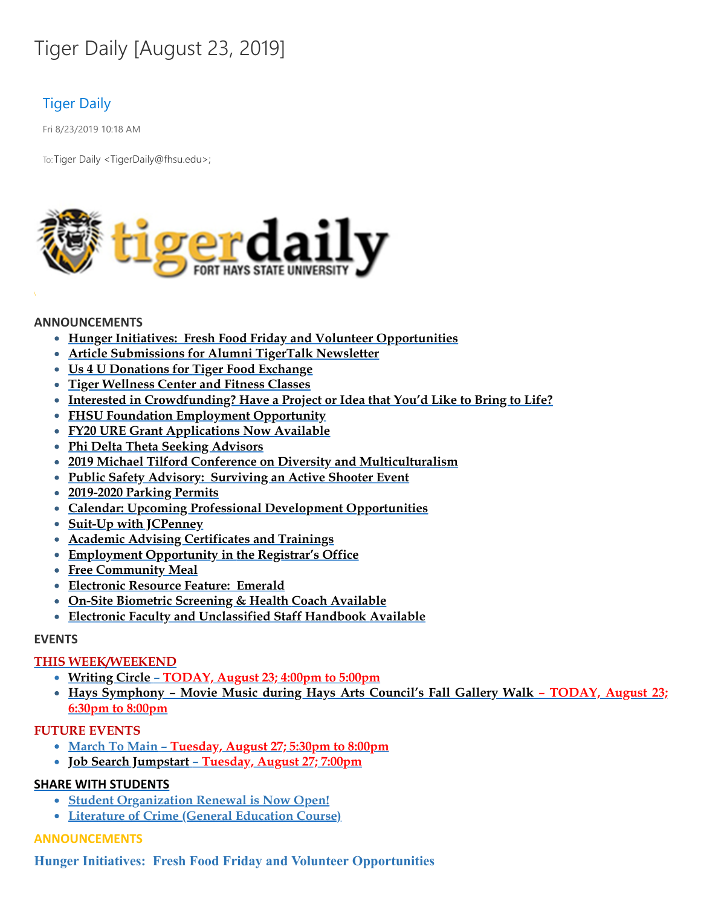# Tiger Daily [August 23, 2019]

Tiger Daily

Fri 8/23/2019 10:18 AM

To: Tiger Daily <TigerDaily@fhsu.edu>;

tigerdaily FORT HAYS STATE UNIVERSITY

**ANNOUNCEMENTS**

- Hunger Initiatives: Fresh Food Friday and Volunteer Opportunities
- Article Submissions for Alumni TigerTalk Newsletter
- Us 4 U Donations for Tiger Food Exchange
- Tiger Wellness Center and Fitness Classes
- Interested in Crowdfunding? Have a Project or Idea that You'd Like to Bring to Life?
- FHSU Foundation Employment Opportunity
- FY20 URE Grant Applications Now Available
- Phi Delta Theta Seeking Advisors
- 2019 Michael Tilford Conference on Diversity and Multiculturalism
- Public Safety Advisory: Surviving an Active Shooter Event
- 2019-2020 Parking Permits
- Calendar: Upcoming Professional Development Opportunities
- Suit-Up with JCPenney
- Academic Advising Certificates and Trainings
- Employment Opportunity in the Registrar's Office
- Free Community Meal
- Electronic Resource Feature: Emerald
- On-Site Biometric Screening & Health Coach Available
- Electronic Faculty and Unclassified Staff Handbook Available

**EVENTS**

**THIS WEEK/WEEKEND**

- Writing Circle – TODAY, August 23; 4:00pm to 5:00pm
- Hays Symphony – Movie Music during Hays Arts Council's Fall Gallery Walk – TODAY, August 23; 6:30pm to 8:00pm

**FUTURE EVENTS**

- March To Main – Tuesday, August 27; 5:30pm to 8:00pm
- Job Search Jumpstart – Tuesday, August 27; 7:00pm

**SHARE WITH STUDENTS**

- Student Organization Renewal is Now Open!
- Literature of Crime (General Education Course)

**ANNOUNCEMENTS**

## Hunger Initiatives: Fresh Food Friday and Volunteer Opportunities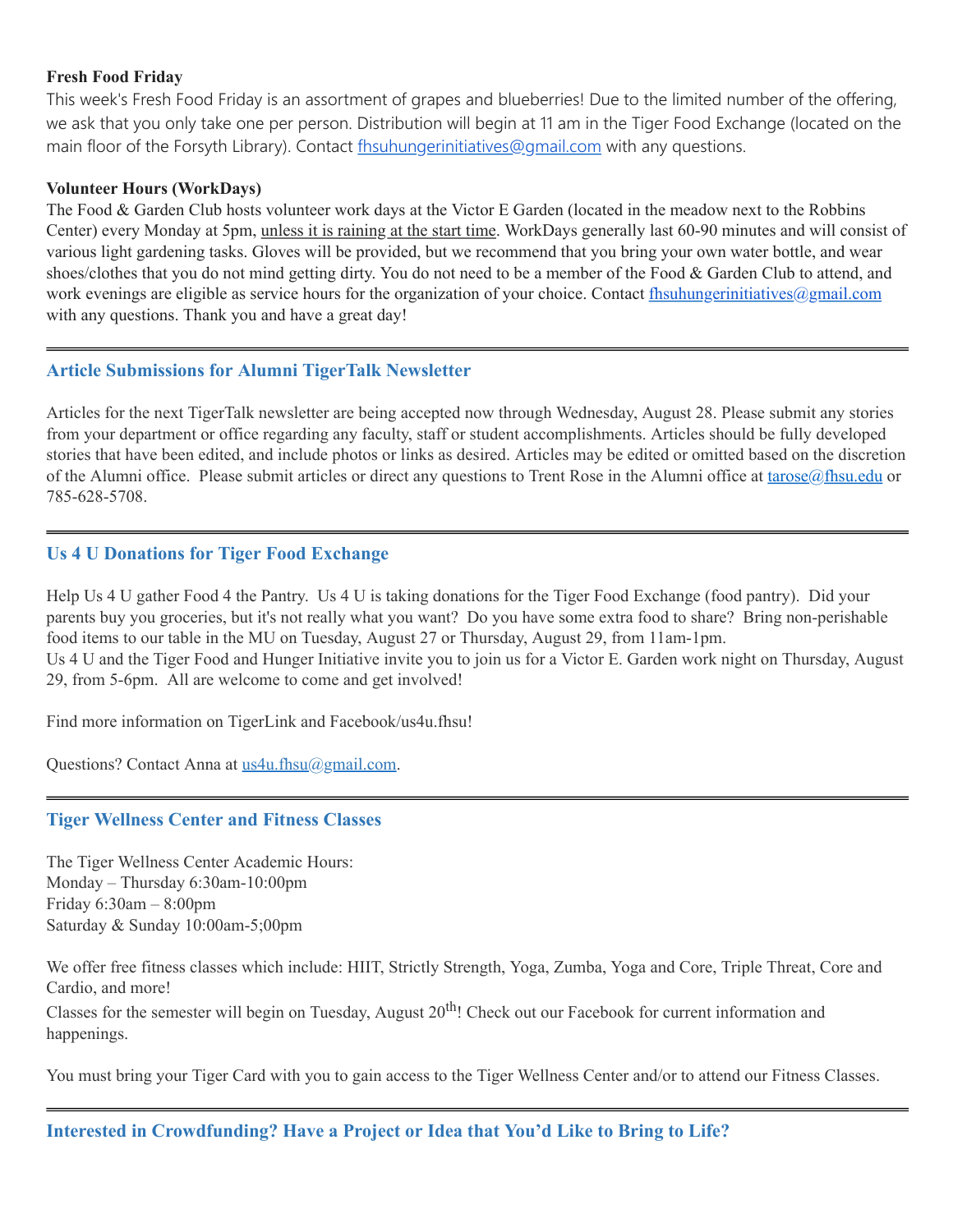**Fresh Food Friday**

This week's Fresh Food Friday is an assortment of grapes and blueberries! Due to the limited number of the offering, we ask that you only take one per person. Distribution will begin at 11 am in the Tiger Food Exchange (located on the main floor of the Forsyth Library). Contact fhsuhungerinitiatives@gmail.com with any questions.

**Volunteer Hours (WorkDays)**

The Food & Garden Club hosts volunteer work days at the Victor E Garden (located in the meadow next to the Robbins Center) every Monday at 5pm, unless it is raining at the start time. WorkDays generally last 60-90 minutes and will consist of various light gardening tasks. Gloves will be provided, but we recommend that you bring your own water bottle, and wear shoes/clothes that you do not mind getting dirty. You do not need to be a member of the Food & Garden Club to attend, and work evenings are eligible as service hours for the organization of your choice. Contact fhsuhungerinitiatives@gmail.com with any questions. Thank you and have a great day!

---

## Article Submissions for Alumni TigerTalk Newsletter

Articles for the next TigerTalk newsletter are being accepted now through Wednesday, August 28. Please submit any stories from your department or office regarding any faculty, staff or student accomplishments. Articles should be fully developed stories that have been edited, and include photos or links as desired. Articles may be edited or omitted based on the discretion of the Alumni office. Please submit articles or direct any questions to Trent Rose in the Alumni office at tarose@fhsu.edu or 785-628-5708.

---

## Us 4 U Donations for Tiger Food Exchange

Help Us 4 U gather Food 4 the Pantry. Us 4 U is taking donations for the Tiger Food Exchange (food pantry). Did your parents buy you groceries, but it's not really what you want? Do you have some extra food to share? Bring non-perishable food items to our table in the MU on Tuesday, August 27 or Thursday, August 29, from 11am-1pm.
Us 4 U and the Tiger Food and Hunger Initiative invite you to join us for a Victor E. Garden work night on Thursday, August 29, from 5-6pm. All are welcome to come and get involved!

Find more information on TigerLink and Facebook/us4u.fhsu!

Questions? Contact Anna at us4u.fhsu@gmail.com.

---

## Tiger Wellness Center and Fitness Classes

The Tiger Wellness Center Academic Hours:
Monday – Thursday 6:30am-10:00pm
Friday 6:30am – 8:00pm
Saturday & Sunday 10:00am-5;00pm

We offer free fitness classes which include: HIIT, Strictly Strength, Yoga, Zumba, Yoga and Core, Triple Threat, Core and Cardio, and more!
Classes for the semester will begin on Tuesday, August 20th! Check out our Facebook for current information and happenings.

You must bring your Tiger Card with you to gain access to the Tiger Wellness Center and/or to attend our Fitness Classes.

---

## Interested in Crowdfunding? Have a Project or Idea that You'd Like to Bring to Life?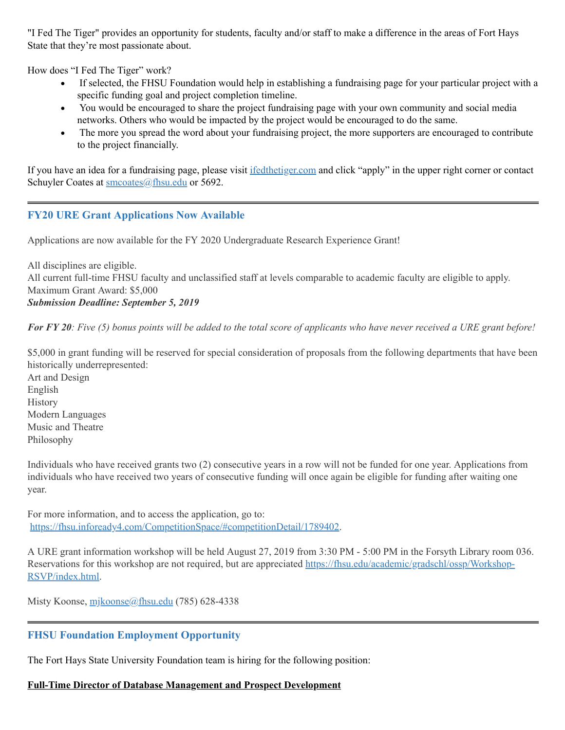"I Fed The Tiger" provides an opportunity for students, faculty and/or staff to make a difference in the areas of Fort Hays State that they're most passionate about.

How does "I Fed The Tiger" work?

- If selected, the FHSU Foundation would help in establishing a fundraising page for your particular project with a specific funding goal and project completion timeline.
- You would be encouraged to share the project fundraising page with your own community and social media networks. Others who would be impacted by the project would be encouraged to do the same.
- The more you spread the word about your fundraising project, the more supporters are encouraged to contribute to the project financially.

If you have an idea for a fundraising page, please visit [ifedthetiger.com](ifedthetiger.com) and click "apply" in the upper right corner or contact Schuyler Coates at [smcoates@fhsu.edu](mailto:smcoates@fhsu.edu) or 5692.

---

### FY20 URE Grant Applications Now Available

Applications are now available for the FY 2020 Undergraduate Research Experience Grant!

All disciplines are eligible.
All current full-time FHSU faculty and unclassified staff at levels comparable to academic faculty are eligible to apply.
Maximum Grant Award: $5,000
***Submission Deadline: September 5, 2019***

***For FY 20****: Five (5) bonus points will be added to the total score of applicants who have never received a URE grant before!*

$5,000 in grant funding will be reserved for special consideration of proposals from the following departments that have been historically underrepresented:
Art and Design
English
History
Modern Languages
Music and Theatre
Philosophy

Individuals who have received grants two (2) consecutive years in a row will not be funded for one year. Applications from individuals who have received two years of consecutive funding will once again be eligible for funding after waiting one year.

For more information, and to access the application, go to:
[https://fhsu.infoready4.com/CompetitionSpace/#competitionDetail/1789402](https://fhsu.infoready4.com/CompetitionSpace/#competitionDetail/1789402).

A URE grant information workshop will be held August 27, 2019 from 3:30 PM - 5:00 PM in the Forsyth Library room 036. Reservations for this workshop are not required, but are appreciated [https://fhsu.edu/academic/gradschl/ossp/Workshop-RSVP/index.html](https://fhsu.edu/academic/gradschl/ossp/Workshop-RSVP/index.html).

Misty Koonse, [mjkoonse@fhsu.edu](mailto:mjkoonse@fhsu.edu) (785) 628-4338

---

### FHSU Foundation Employment Opportunity

The Fort Hays State University Foundation team is hiring for the following position:

**Full-Time Director of Database Management and Prospect Development**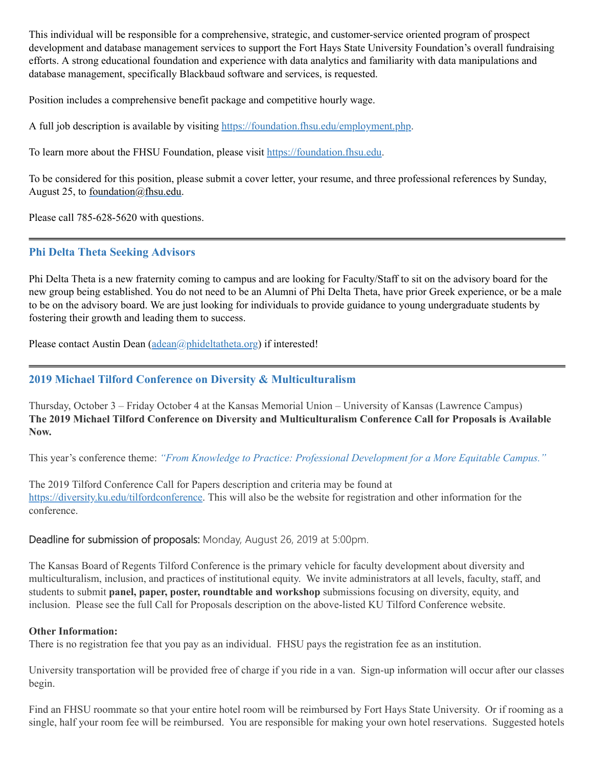This individual will be responsible for a comprehensive, strategic, and customer-service oriented program of prospect development and database management services to support the Fort Hays State University Foundation's overall fundraising efforts. A strong educational foundation and experience with data analytics and familiarity with data manipulations and database management, specifically Blackbaud software and services, is requested.

Position includes a comprehensive benefit package and competitive hourly wage.

A full job description is available by visiting https://foundation.fhsu.edu/employment.php.

To learn more about the FHSU Foundation, please visit https://foundation.fhsu.edu.

To be considered for this position, please submit a cover letter, your resume, and three professional references by Sunday, August 25, to foundation@fhsu.edu.

Please call 785-628-5620 with questions.

---

## Phi Delta Theta Seeking Advisors

Phi Delta Theta is a new fraternity coming to campus and are looking for Faculty/Staff to sit on the advisory board for the new group being established. You do not need to be an Alumni of Phi Delta Theta, have prior Greek experience, or be a male to be on the advisory board. We are just looking for individuals to provide guidance to young undergraduate students by fostering their growth and leading them to success.

Please contact Austin Dean (adean@phideltatheta.org) if interested!

---

## 2019 Michael Tilford Conference on Diversity & Multiculturalism

Thursday, October 3 – Friday October 4 at the Kansas Memorial Union – University of Kansas (Lawrence Campus)
**The 2019 Michael Tilford Conference on Diversity and Multiculturalism Conference Call for Proposals is Available Now.**

This year's conference theme: *"From Knowledge to Practice: Professional Development for a More Equitable Campus."*

The 2019 Tilford Conference Call for Papers description and criteria may be found at https://diversity.ku.edu/tilfordconference. This will also be the website for registration and other information for the conference.

Deadline for submission of proposals: Monday, August 26, 2019 at 5:00pm.

The Kansas Board of Regents Tilford Conference is the primary vehicle for faculty development about diversity and multiculturalism, inclusion, and practices of institutional equity. We invite administrators at all levels, faculty, staff, and students to submit **panel, paper, poster, roundtable and workshop** submissions focusing on diversity, equity, and inclusion. Please see the full Call for Proposals description on the above-listed KU Tilford Conference website.

**Other Information:**
There is no registration fee that you pay as an individual. FHSU pays the registration fee as an institution.

University transportation will be provided free of charge if you ride in a van. Sign-up information will occur after our classes begin.

Find an FHSU roommate so that your entire hotel room will be reimbursed by Fort Hays State University. Or if rooming as a single, half your room fee will be reimbursed. You are responsible for making your own hotel reservations. Suggested hotels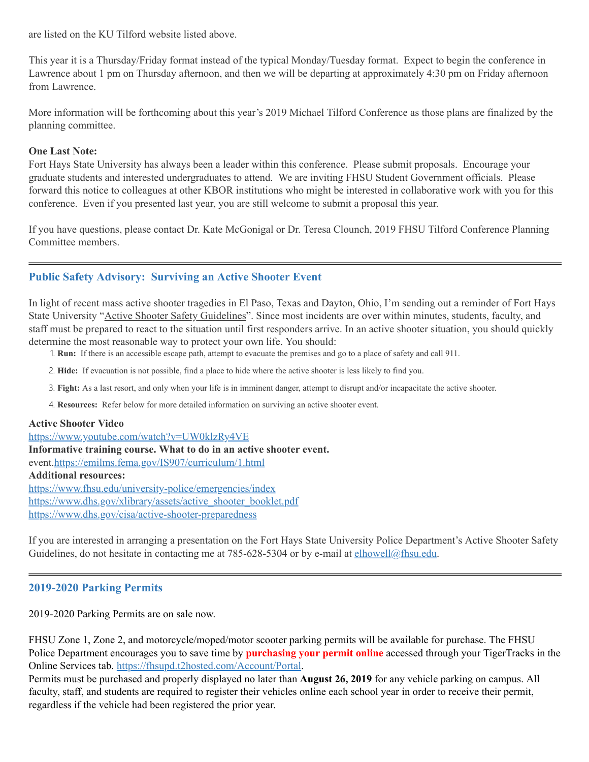are listed on the KU Tilford website listed above.

This year it is a Thursday/Friday format instead of the typical Monday/Tuesday format. Expect to begin the conference in Lawrence about 1 pm on Thursday afternoon, and then we will be departing at approximately 4:30 pm on Friday afternoon from Lawrence.

More information will be forthcoming about this year's 2019 Michael Tilford Conference as those plans are finalized by the planning committee.

**One Last Note:**
Fort Hays State University has always been a leader within this conference. Please submit proposals. Encourage your graduate students and interested undergraduates to attend. We are inviting FHSU Student Government officials. Please forward this notice to colleagues at other KBOR institutions who might be interested in collaborative work with you for this conference. Even if you presented last year, you are still welcome to submit a proposal this year.

If you have questions, please contact Dr. Kate McGonigal or Dr. Teresa Clounch, 2019 FHSU Tilford Conference Planning Committee members.

---

## Public Safety Advisory: Surviving an Active Shooter Event

In light of recent mass active shooter tragedies in El Paso, Texas and Dayton, Ohio, I'm sending out a reminder of Fort Hays State University "Active Shooter Safety Guidelines". Since most incidents are over within minutes, students, faculty, and staff must be prepared to react to the situation until first responders arrive. In an active shooter situation, you should quickly determine the most reasonable way to protect your own life. You should:

1. **Run:** If there is an accessible escape path, attempt to evacuate the premises and go to a place of safety and call 911.
2. **Hide:** If evacuation is not possible, find a place to hide where the active shooter is less likely to find you.
3. **Fight:** As a last resort, and only when your life is in imminent danger, attempt to disrupt and/or incapacitate the active shooter.
4. **Resources:** Refer below for more detailed information on surviving an active shooter event.

**Active Shooter Video**
https://www.youtube.com/watch?v=UW0klzRy4VE
**Informative training course. What to do in an active shooter event.**
event.https://emilms.fema.gov/IS907/curriculum/1.html
**Additional resources:**
https://www.fhsu.edu/university-police/emergencies/index
https://www.dhs.gov/xlibrary/assets/active_shooter_booklet.pdf
https://www.dhs.gov/cisa/active-shooter-preparedness

If you are interested in arranging a presentation on the Fort Hays State University Police Department's Active Shooter Safety Guidelines, do not hesitate in contacting me at 785-628-5304 or by e-mail at elhowell@fhsu.edu.

---

## 2019-2020 Parking Permits

2019-2020 Parking Permits are on sale now.

FHSU Zone 1, Zone 2, and motorcycle/moped/motor scooter parking permits will be available for purchase. The FHSU Police Department encourages you to save time by **purchasing your permit online** accessed through your TigerTracks in the Online Services tab. https://fhsupd.t2hosted.com/Account/Portal.
Permits must be purchased and properly displayed no later than **August 26, 2019** for any vehicle parking on campus. All faculty, staff, and students are required to register their vehicles online each school year in order to receive their permit, regardless if the vehicle had been registered the prior year.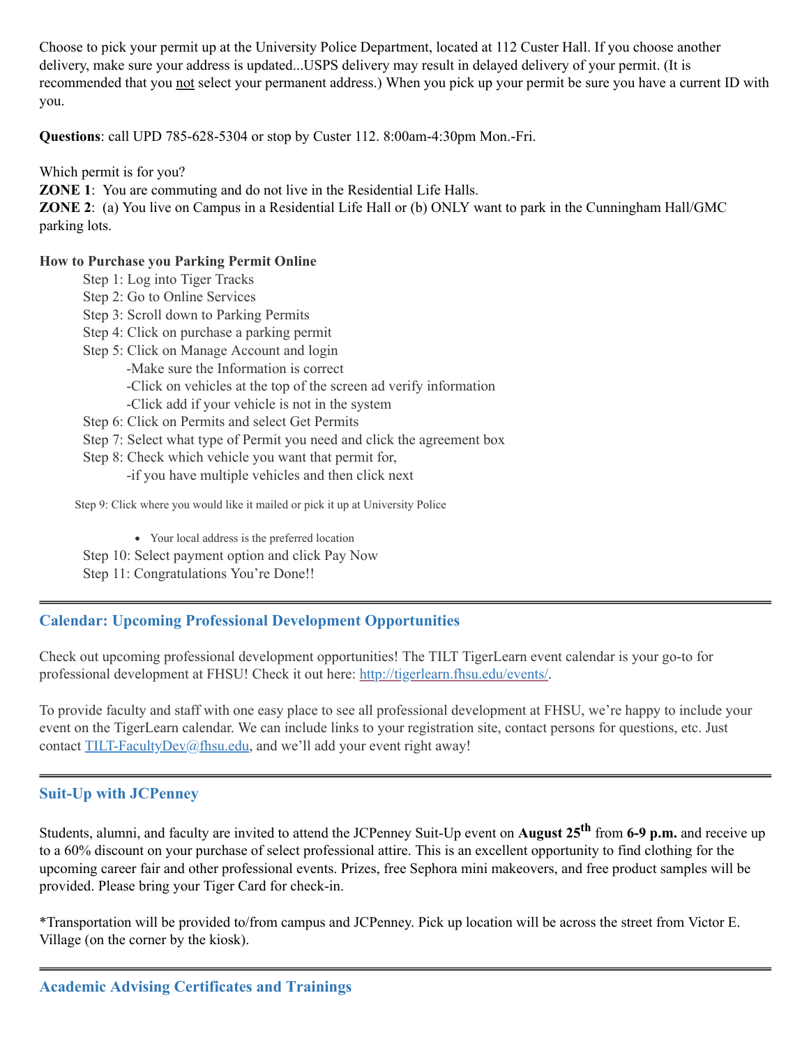Choose to pick your permit up at the University Police Department, located at 112 Custer Hall. If you choose another delivery, make sure your address is updated...USPS delivery may result in delayed delivery of your permit. (It is recommended that you not select your permanent address.) When you pick up your permit be sure you have a current ID with you.

**Questions**: call UPD 785-628-5304 or stop by Custer 112. 8:00am-4:30pm Mon.-Fri.

Which permit is for you?
**ZONE 1**: You are commuting and do not live in the Residential Life Halls.
**ZONE 2**: (a) You live on Campus in a Residential Life Hall or (b) ONLY want to park in the Cunningham Hall/GMC parking lots.

**How to Purchase you Parking Permit Online**

Step 1: Log into Tiger Tracks
Step 2: Go to Online Services
Step 3: Scroll down to Parking Permits
Step 4: Click on purchase a parking permit
Step 5: Click on Manage Account and login
-Make sure the Information is correct
-Click on vehicles at the top of the screen ad verify information
-Click add if your vehicle is not in the system
Step 6: Click on Permits and select Get Permits
Step 7: Select what type of Permit you need and click the agreement box
Step 8: Check which vehicle you want that permit for,
-if you have multiple vehicles and then click next

Step 9: Click where you would like it mailed or pick it up at University Police

- Your local address is the preferred location

Step 10: Select payment option and click Pay Now
Step 11: Congratulations You're Done!!

---

## Calendar: Upcoming Professional Development Opportunities

Check out upcoming professional development opportunities! The TILT TigerLearn event calendar is your go-to for professional development at FHSU! Check it out here: [http://tigerlearn.fhsu.edu/events/](http://tigerlearn.fhsu.edu/events/).

To provide faculty and staff with one easy place to see all professional development at FHSU, we're happy to include your event on the TigerLearn calendar. We can include links to your registration site, contact persons for questions, etc. Just contact [TILT-FacultyDev@fhsu.edu](mailto:TILT-FacultyDev@fhsu.edu), and we'll add your event right away!

---

## Suit-Up with JCPenney

Students, alumni, and faculty are invited to attend the JCPenney Suit-Up event on **August 25th** from **6-9 p.m.** and receive up to a 60% discount on your purchase of select professional attire. This is an excellent opportunity to find clothing for the upcoming career fair and other professional events. Prizes, free Sephora mini makeovers, and free product samples will be provided. Please bring your Tiger Card for check-in.

*Transportation will be provided to/from campus and JCPenney. Pick up location will be across the street from Victor E. Village (on the corner by the kiosk).

---

## Academic Advising Certificates and Trainings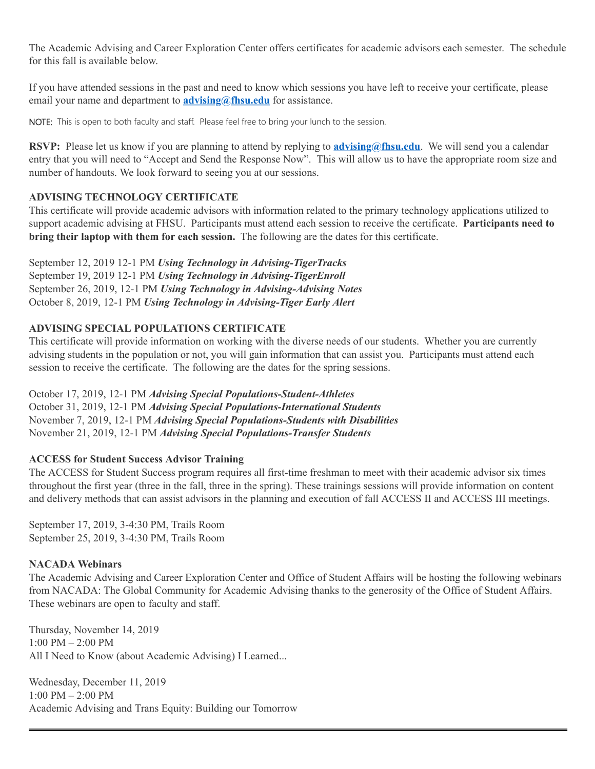The Academic Advising and Career Exploration Center offers certificates for academic advisors each semester. The schedule for this fall is available below.

If you have attended sessions in the past and need to know which sessions you have left to receive your certificate, please email your name and department to **advising@fhsu.edu** for assistance.

NOTE: This is open to both faculty and staff. Please feel free to bring your lunch to the session.

**RSVP:** Please let us know if you are planning to attend by replying to **advising@fhsu.edu**. We will send you a calendar entry that you will need to "Accept and Send the Response Now". This will allow us to have the appropriate room size and number of handouts. We look forward to seeing you at our sessions.

**ADVISING TECHNOLOGY CERTIFICATE**

This certificate will provide academic advisors with information related to the primary technology applications utilized to support academic advising at FHSU. Participants must attend each session to receive the certificate. **Participants need to bring their laptop with them for each session.** The following are the dates for this certificate.

September 12, 2019 12-1 PM ***Using Technology in Advising-TigerTracks***
September 19, 2019 12-1 PM ***Using Technology in Advising-TigerEnroll***
September 26, 2019, 12-1 PM ***Using Technology in Advising-Advising Notes***
October 8, 2019, 12-1 PM ***Using Technology in Advising-Tiger Early Alert***

**ADVISING SPECIAL POPULATIONS CERTIFICATE**

This certificate will provide information on working with the diverse needs of our students. Whether you are currently advising students in the population or not, you will gain information that can assist you. Participants must attend each session to receive the certificate. The following are the dates for the spring sessions.

October 17, 2019, 12-1 PM ***Advising Special Populations-Student-Athletes***
October 31, 2019, 12-1 PM ***Advising Special Populations-International Students***
November 7, 2019, 12-1 PM ***Advising Special Populations-Students with Disabilities***
November 21, 2019, 12-1 PM ***Advising Special Populations-Transfer Students***

**ACCESS for Student Success Advisor Training**

The ACCESS for Student Success program requires all first-time freshman to meet with their academic advisor six times throughout the first year (three in the fall, three in the spring). These trainings sessions will provide information on content and delivery methods that can assist advisors in the planning and execution of fall ACCESS II and ACCESS III meetings.

September 17, 2019, 3-4:30 PM, Trails Room
September 25, 2019, 3-4:30 PM, Trails Room

**NACADA Webinars**

The Academic Advising and Career Exploration Center and Office of Student Affairs will be hosting the following webinars from NACADA: The Global Community for Academic Advising thanks to the generosity of the Office of Student Affairs. These webinars are open to faculty and staff.

Thursday, November 14, 2019
1:00 PM – 2:00 PM
All I Need to Know (about Academic Advising) I Learned...

Wednesday, December 11, 2019
1:00 PM – 2:00 PM
Academic Advising and Trans Equity: Building our Tomorrow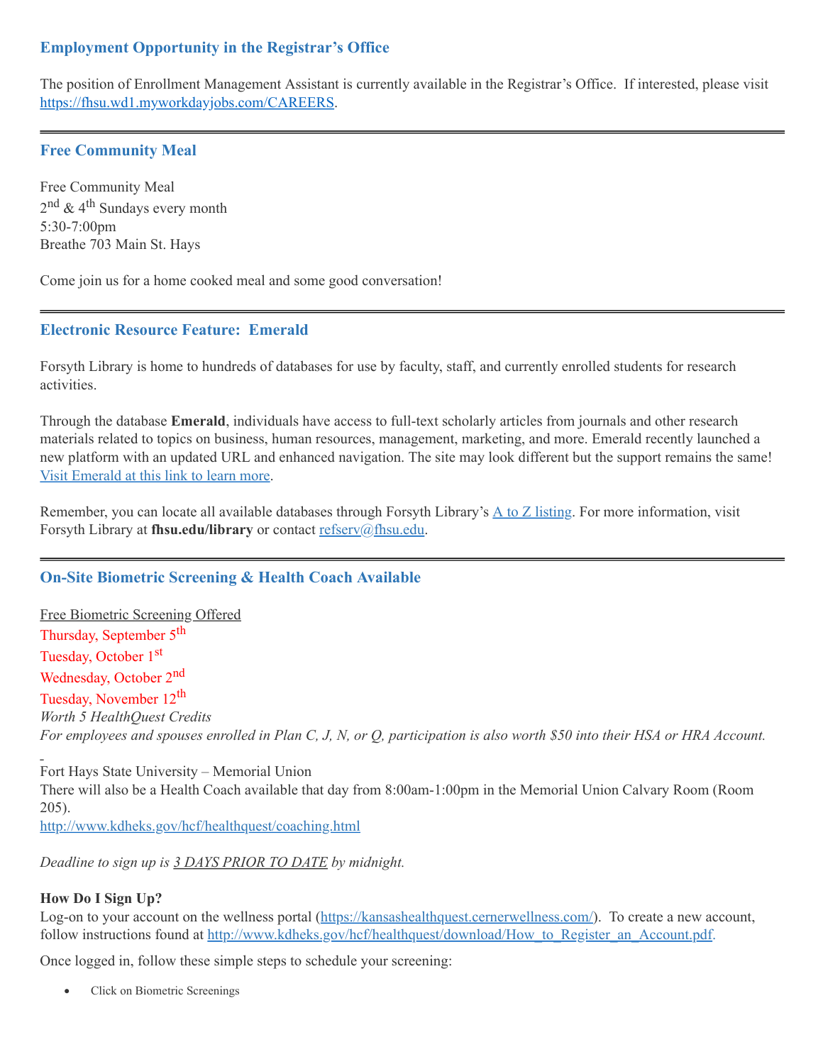### Employment Opportunity in the Registrar's Office

The position of Enrollment Management Assistant is currently available in the Registrar's Office. If interested, please visit [https://fhsu.wd1.myworkdayjobs.com/CAREERS](https://fhsu.wd1.myworkdayjobs.com/CAREERS).

---

### Free Community Meal

Free Community Meal
2nd & 4th Sundays every month
5:30-7:00pm
Breathe 703 Main St. Hays

Come join us for a home cooked meal and some good conversation!

---

### Electronic Resource Feature: Emerald

Forsyth Library is home to hundreds of databases for use by faculty, staff, and currently enrolled students for research activities.

Through the database **Emerald**, individuals have access to full-text scholarly articles from journals and other research materials related to topics on business, human resources, management, marketing, and more. Emerald recently launched a new platform with an updated URL and enhanced navigation. The site may look different but the support remains the same! Visit Emerald at this link to learn more.

Remember, you can locate all available databases through Forsyth Library's A to Z listing. For more information, visit Forsyth Library at **fhsu.edu/library** or contact refserv@fhsu.edu.

---

### On-Site Biometric Screening & Health Coach Available

Free Biometric Screening Offered
Thursday, September 5th
Tuesday, October 1st
Wednesday, October 2nd
Tuesday, November 12th
*Worth 5 HealthQuest Credits*
*For employees and spouses enrolled in Plan C, J, N, or Q, participation is also worth $50 into their HSA or HRA Account.*

Fort Hays State University – Memorial Union
There will also be a Health Coach available that day from 8:00am-1:00pm in the Memorial Union Calvary Room (Room 205).
[http://www.kdheks.gov/hcf/healthquest/coaching.html](http://www.kdheks.gov/hcf/healthquest/coaching.html)

*Deadline to sign up is 3 DAYS PRIOR TO DATE by midnight.*

**How Do I Sign Up?**
Log-on to your account on the wellness portal ([https://kansashealthquest.cernerwellness.com/](https://kansashealthquest.cernerwellness.com/)). To create a new account, follow instructions found at [http://www.kdheks.gov/hcf/healthquest/download/How_to_Register_an_Account.pdf](http://www.kdheks.gov/hcf/healthquest/download/How_to_Register_an_Account.pdf).

Once logged in, follow these simple steps to schedule your screening:

- Click on Biometric Screenings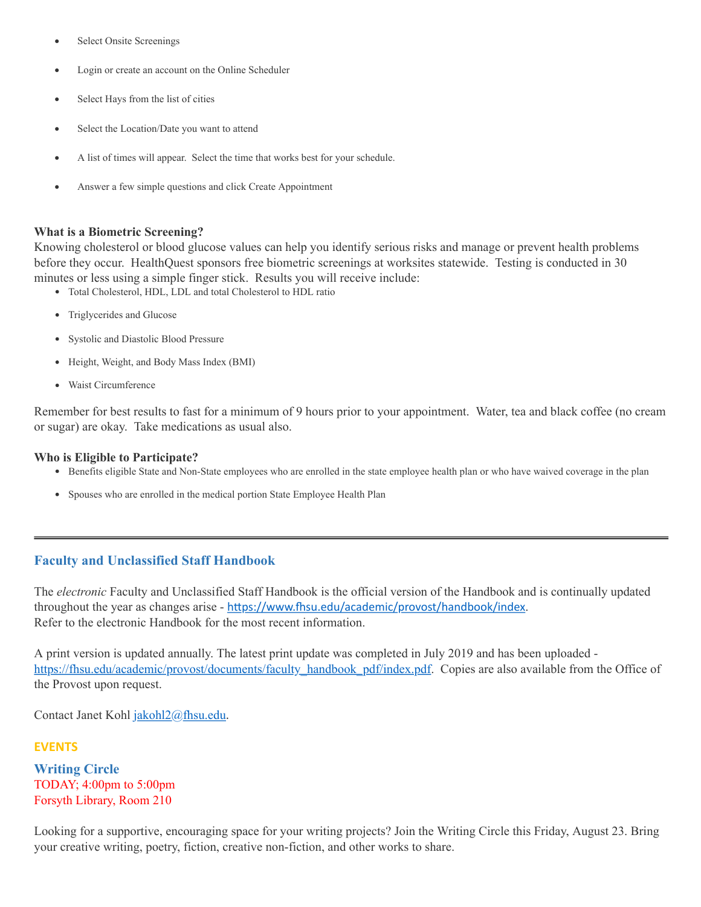- Select Onsite Screenings
- Login or create an account on the Online Scheduler
- Select Hays from the list of cities
- Select the Location/Date you want to attend
- A list of times will appear. Select the time that works best for your schedule.
- Answer a few simple questions and click Create Appointment

**What is a Biometric Screening?**

Knowing cholesterol or blood glucose values can help you identify serious risks and manage or prevent health problems before they occur. HealthQuest sponsors free biometric screenings at worksites statewide. Testing is conducted in 30 minutes or less using a simple finger stick. Results you will receive include:

- Total Cholesterol, HDL, LDL and total Cholesterol to HDL ratio
- Triglycerides and Glucose
- Systolic and Diastolic Blood Pressure
- Height, Weight, and Body Mass Index (BMI)
- Waist Circumference

Remember for best results to fast for a minimum of 9 hours prior to your appointment. Water, tea and black coffee (no cream or sugar) are okay. Take medications as usual also.

**Who is Eligible to Participate?**

- Benefits eligible State and Non-State employees who are enrolled in the state employee health plan or who have waived coverage in the plan
- Spouses who are enrolled in the medical portion State Employee Health Plan

---

## Faculty and Unclassified Staff Handbook

The *electronic* Faculty and Unclassified Staff Handbook is the official version of the Handbook and is continually updated throughout the year as changes arise - https://www.fhsu.edu/academic/provost/handbook/index.
Refer to the electronic Handbook for the most recent information.

A print version is updated annually. The latest print update was completed in July 2019 and has been uploaded - https://fhsu.edu/academic/provost/documents/faculty_handbook_pdf/index.pdf. Copies are also available from the Office of the Provost upon request.

Contact Janet Kohl jakohl2@fhsu.edu.

**EVENTS**

## Writing Circle

TODAY; 4:00pm to 5:00pm
Forsyth Library, Room 210

Looking for a supportive, encouraging space for your writing projects? Join the Writing Circle this Friday, August 23. Bring your creative writing, poetry, fiction, creative non-fiction, and other works to share.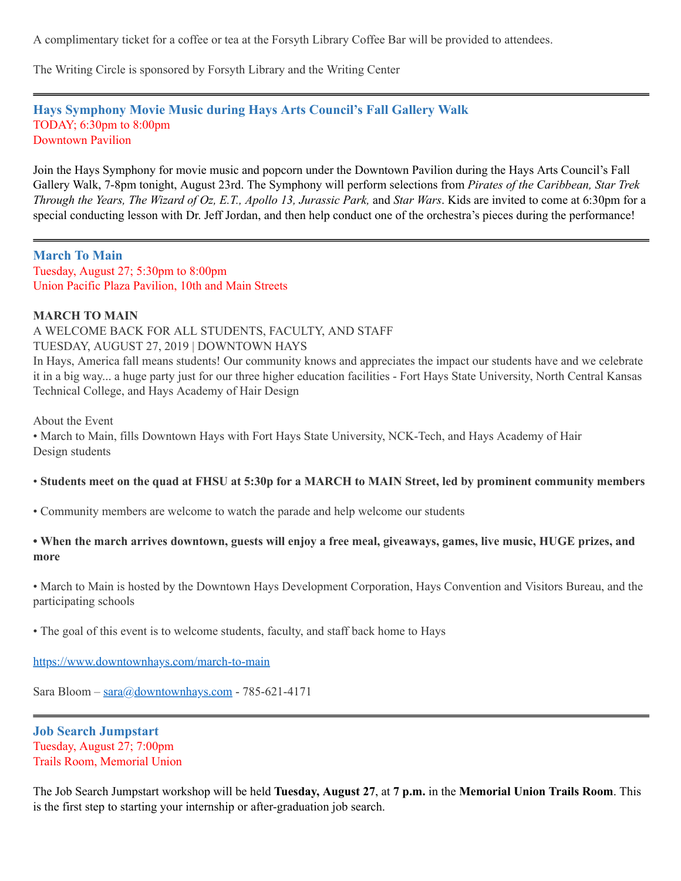A complimentary ticket for a coffee or tea at the Forsyth Library Coffee Bar will be provided to attendees.

The Writing Circle is sponsored by Forsyth Library and the Writing Center

---

### Hays Symphony Movie Music during Hays Arts Council's Fall Gallery Walk

TODAY; 6:30pm to 8:00pm
Downtown Pavilion

Join the Hays Symphony for movie music and popcorn under the Downtown Pavilion during the Hays Arts Council's Fall Gallery Walk, 7-8pm tonight, August 23rd. The Symphony will perform selections from *Pirates of the Caribbean, Star Trek Through the Years, The Wizard of Oz, E.T., Apollo 13, Jurassic Park,* and *Star Wars*. Kids are invited to come at 6:30pm for a special conducting lesson with Dr. Jeff Jordan, and then help conduct one of the orchestra's pieces during the performance!

---

### March To Main

Tuesday, August 27; 5:30pm to 8:00pm
Union Pacific Plaza Pavilion, 10th and Main Streets

**MARCH TO MAIN**
A WELCOME BACK FOR ALL STUDENTS, FACULTY, AND STAFF
TUESDAY, AUGUST 27, 2019 | DOWNTOWN HAYS
In Hays, America fall means students! Our community knows and appreciates the impact our students have and we celebrate it in a big way... a huge party just for our three higher education facilities - Fort Hays State University, North Central Kansas Technical College, and Hays Academy of Hair Design

About the Event
• March to Main, fills Downtown Hays with Fort Hays State University, NCK-Tech, and Hays Academy of Hair Design students

• **Students meet on the quad at FHSU at 5:30p for a MARCH to MAIN Street, led by prominent community members**

• Community members are welcome to watch the parade and help welcome our students

**• When the march arrives downtown, guests will enjoy a free meal, giveaways, games, live music, HUGE prizes, and more**

• March to Main is hosted by the Downtown Hays Development Corporation, Hays Convention and Visitors Bureau, and the participating schools

• The goal of this event is to welcome students, faculty, and staff back home to Hays

https://www.downtownhays.com/march-to-main

Sara Bloom – sara@downtownhays.com - 785-621-4171

---

### Job Search Jumpstart

Tuesday, August 27; 7:00pm
Trails Room, Memorial Union

The Job Search Jumpstart workshop will be held **Tuesday, August 27**, at **7 p.m.** in the **Memorial Union Trails Room**. This is the first step to starting your internship or after-graduation job search.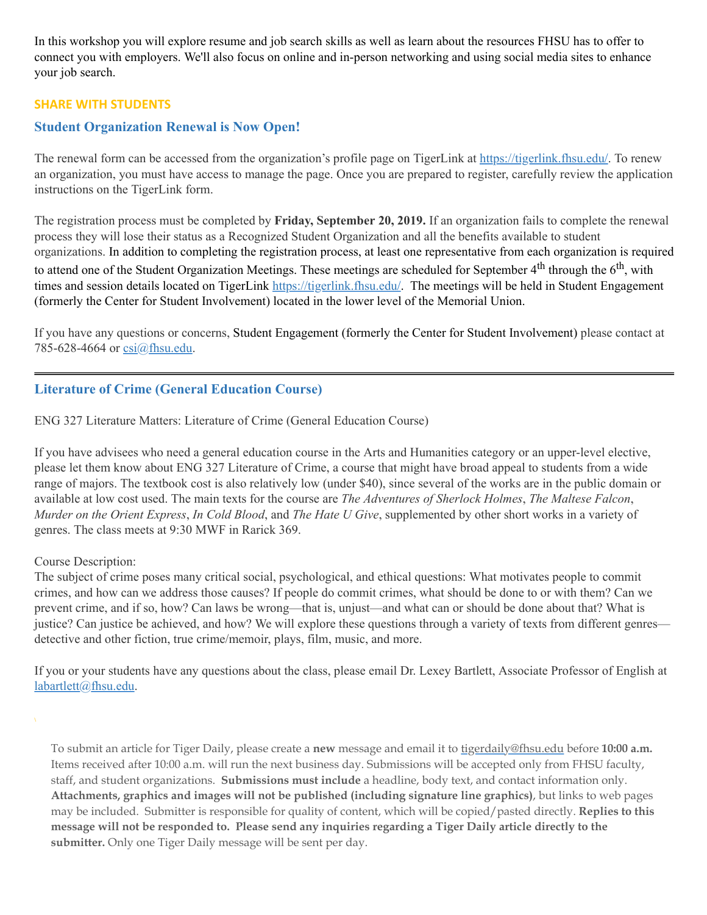In this workshop you will explore resume and job search skills as well as learn about the resources FHSU has to offer to connect you with employers. We'll also focus on online and in-person networking and using social media sites to enhance your job search.

**SHARE WITH STUDENTS**

## Student Organization Renewal is Now Open!

The renewal form can be accessed from the organization's profile page on TigerLink at https://tigerlink.fhsu.edu/. To renew an organization, you must have access to manage the page. Once you are prepared to register, carefully review the application instructions on the TigerLink form.

The registration process must be completed by **Friday, September 20, 2019.** If an organization fails to complete the renewal process they will lose their status as a Recognized Student Organization and all the benefits available to student organizations. In addition to completing the registration process, at least one representative from each organization is required to attend one of the Student Organization Meetings. These meetings are scheduled for September 4th through the 6th, with times and session details located on TigerLink https://tigerlink.fhsu.edu/. The meetings will be held in Student Engagement (formerly the Center for Student Involvement) located in the lower level of the Memorial Union.

If you have any questions or concerns, Student Engagement (formerly the Center for Student Involvement) please contact at 785-628-4664 or csi@fhsu.edu.

---

## Literature of Crime (General Education Course)

ENG 327 Literature Matters: Literature of Crime (General Education Course)

If you have advisees who need a general education course in the Arts and Humanities category or an upper-level elective, please let them know about ENG 327 Literature of Crime, a course that might have broad appeal to students from a wide range of majors. The textbook cost is also relatively low (under $40), since several of the works are in the public domain or available at low cost used. The main texts for the course are *The Adventures of Sherlock Holmes*, *The Maltese Falcon*, *Murder on the Orient Express*, *In Cold Blood*, and *The Hate U Give*, supplemented by other short works in a variety of genres. The class meets at 9:30 MWF in Rarick 369.

Course Description:
The subject of crime poses many critical social, psychological, and ethical questions: What motivates people to commit crimes, and how can we address those causes? If people do commit crimes, what should be done to or with them? Can we prevent crime, and if so, how? Can laws be wrong—that is, unjust—and what can or should be done about that? What is justice? Can justice be achieved, and how? We will explore these questions through a variety of texts from different genres—detective and other fiction, true crime/memoir, plays, film, music, and more.

If you or your students have any questions about the class, please email Dr. Lexey Bartlett, Associate Professor of English at labartlett@fhsu.edu.

To submit an article for Tiger Daily, please create a **new** message and email it to tigerdaily@fhsu.edu before **10:00 a.m.** Items received after 10:00 a.m. will run the next business day. Submissions will be accepted only from FHSU faculty, staff, and student organizations. **Submissions must include** a headline, body text, and contact information only. **Attachments, graphics and images will not be published (including signature line graphics)**, but links to web pages may be included. Submitter is responsible for quality of content, which will be copied/pasted directly. **Replies to this message will not be responded to. Please send any inquiries regarding a Tiger Daily article directly to the submitter.** Only one Tiger Daily message will be sent per day.